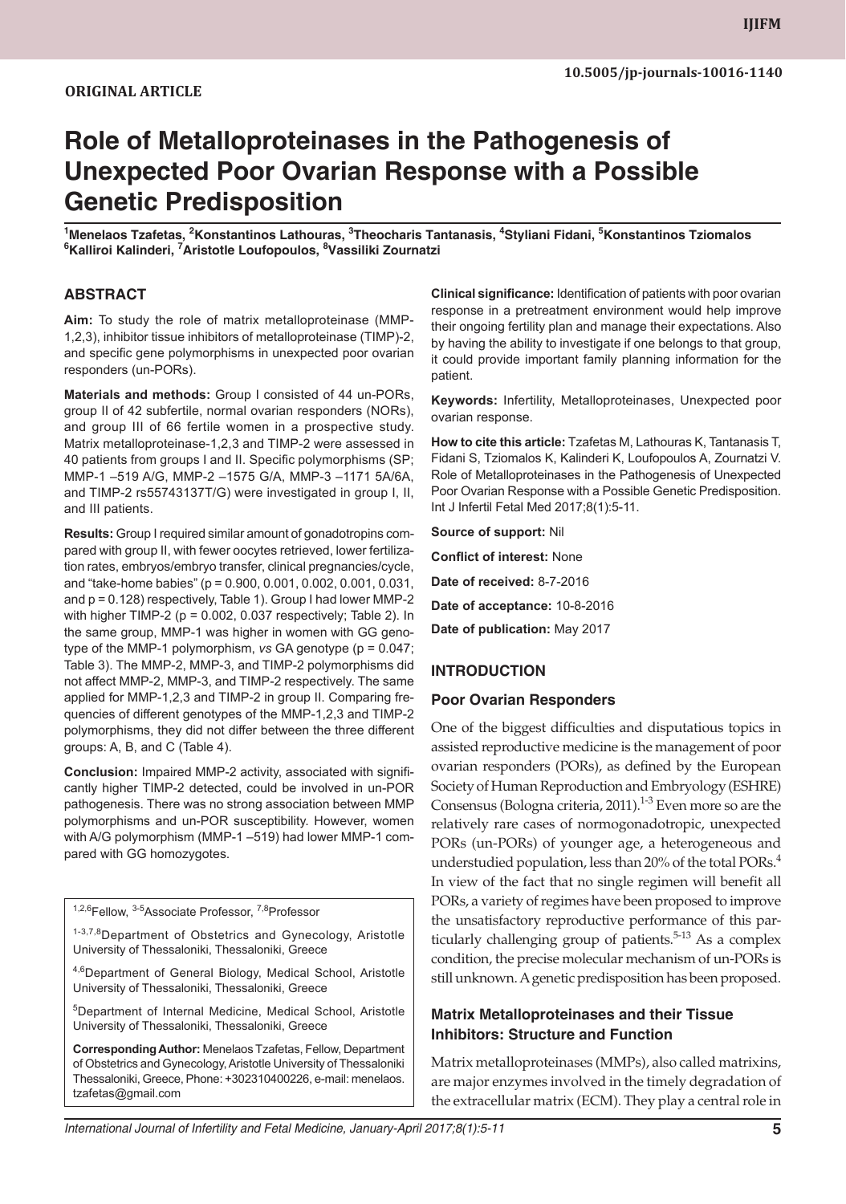**ORIGINAL ARTICLE**

10.5005/jp-journals-10016-1140

# Role of Metalloproteinases in the Pathogenesis of Unexpected Poor Ovarian Response with a Possible Genetic Predisposition

[1]Menelaos Tzafetas, [2]Konstantinos Lathouras, [3]Theocharis Tantanasis, [4]Styliani Fidani, [5]Konstantinos Tziomalos [6]Kalliroi Kalinderi, [7]Aristotle Loufopoulos, [8]Vassiliki Zournatzi

## ABSTRACT

**Aim:** To study the role of matrix metalloproteinase (MMP-1,2,3), inhibitor tissue inhibitors of metalloproteinase (TIMP)-2, and specific gene polymorphisms in unexpected poor ovarian responders (un-PORs).

**Materials and methods:** Group I consisted of 44 un-PORs, group II of 42 subfertile, normal ovarian responders (NORs), and group III of 66 fertile women in a prospective study. Matrix metalloproteinase-1,2,3 and TIMP-2 were assessed in 40 patients from groups I and II. Specific polymorphisms (SP; MMP-1 –519 A/G, MMP-2 –1575 G/A, MMP-3 –1171 5A/6A, and TIMP-2 rs55743137T/G) were investigated in group I, II, and III patients.

**Results:** Group I required similar amount of gonadotropins compared with group II, with fewer oocytes retrieved, lower fertilization rates, embryos/embryo transfer, clinical pregnancies/cycle, and "take-home babies" (p = 0.900, 0.001, 0.002, 0.001, 0.031, and p = 0.128) respectively, Table 1). Group I had lower MMP-2 with higher TIMP-2 (p = 0.002, 0.037 respectively; Table 2). In the same group, MMP-1 was higher in women with GG genotype of the MMP-1 polymorphism, *vs* GA genotype (p = 0.047; Table 3). The MMP-2, MMP-3, and TIMP-2 polymorphisms did not affect MMP-2, MMP-3, and TIMP-2 respectively. The same applied for MMP-1,2,3 and TIMP-2 in group II. Comparing frequencies of different genotypes of the MMP-1,2,3 and TIMP-2 polymorphisms, they did not differ between the three different groups: A, B, and C (Table 4).

**Conclusion:** Impaired MMP-2 activity, associated with significantly higher TIMP-2 detected, could be involved in un-POR pathogenesis. There was no strong association between MMP polymorphisms and un-POR susceptibility. However, women with A/G polymorphism (MMP-1 –519) had lower MMP-1 compared with GG homozygotes.

**Clinical significance:** Identification of patients with poor ovarian response in a pretreatment environment would help improve their ongoing fertility plan and manage their expectations. Also by having the ability to investigate if one belongs to that group, it could provide important family planning information for the patient.

**Keywords:** Infertility, Metalloproteinases, Unexpected poor ovarian response.

**How to cite this article:** Tzafetas M, Lathouras K, Tantanasis T, Fidani S, Tziomalos K, Kalinderi K, Loufopoulos A, Zournatzi V. Role of Metalloproteinases in the Pathogenesis of Unexpected Poor Ovarian Response with a Possible Genetic Predisposition. Int J Infertil Fetal Med 2017;8(1):5-11.

**Source of support:** Nil

**Conflict of interest:** None

**Date of received:** 8-7-2016

**Date of acceptance:** 10-8-2016

**Date of publication:** May 2017

[1,2,6]Fellow, [3-5]Associate Professor, [7,8]Professor

[1-3,7,8]Department of Obstetrics and Gynecology, Aristotle University of Thessaloniki, Thessaloniki, Greece

[4,6]Department of General Biology, Medical School, Aristotle University of Thessaloniki, Thessaloniki, Greece

[5]Department of Internal Medicine, Medical School, Aristotle University of Thessaloniki, Thessaloniki, Greece

**Corresponding Author:** Menelaos Tzafetas, Fellow, Department of Obstetrics and Gynecology, Aristotle University of Thessaloniki Thessaloniki, Greece, Phone: +302310400226, e-mail: menelaos.tzafetas@gmail.com

## INTRODUCTION

### Poor Ovarian Responders

One of the biggest difficulties and disputatious topics in assisted reproductive medicine is the management of poor ovarian responders (PORs), as defined by the European Society of Human Reproduction and Embryology (ESHRE) Consensus (Bologna criteria, 2011).[1-3] Even more so are the relatively rare cases of normogonadotropic, unexpected PORs (un-PORs) of younger age, a heterogeneous and understudied population, less than 20% of the total PORs.[4] In view of the fact that no single regimen will benefit all PORs, a variety of regimes have been proposed to improve the unsatisfactory reproductive performance of this particularly challenging group of patients.[5-13] As a complex condition, the precise molecular mechanism of un-PORs is still unknown. A genetic predisposition has been proposed.

### Matrix Metalloproteinases and their Tissue Inhibitors: Structure and Function

Matrix metalloproteinases (MMPs), also called matrixins, are major enzymes involved in the timely degradation of the extracellular matrix (ECM). They play a central role in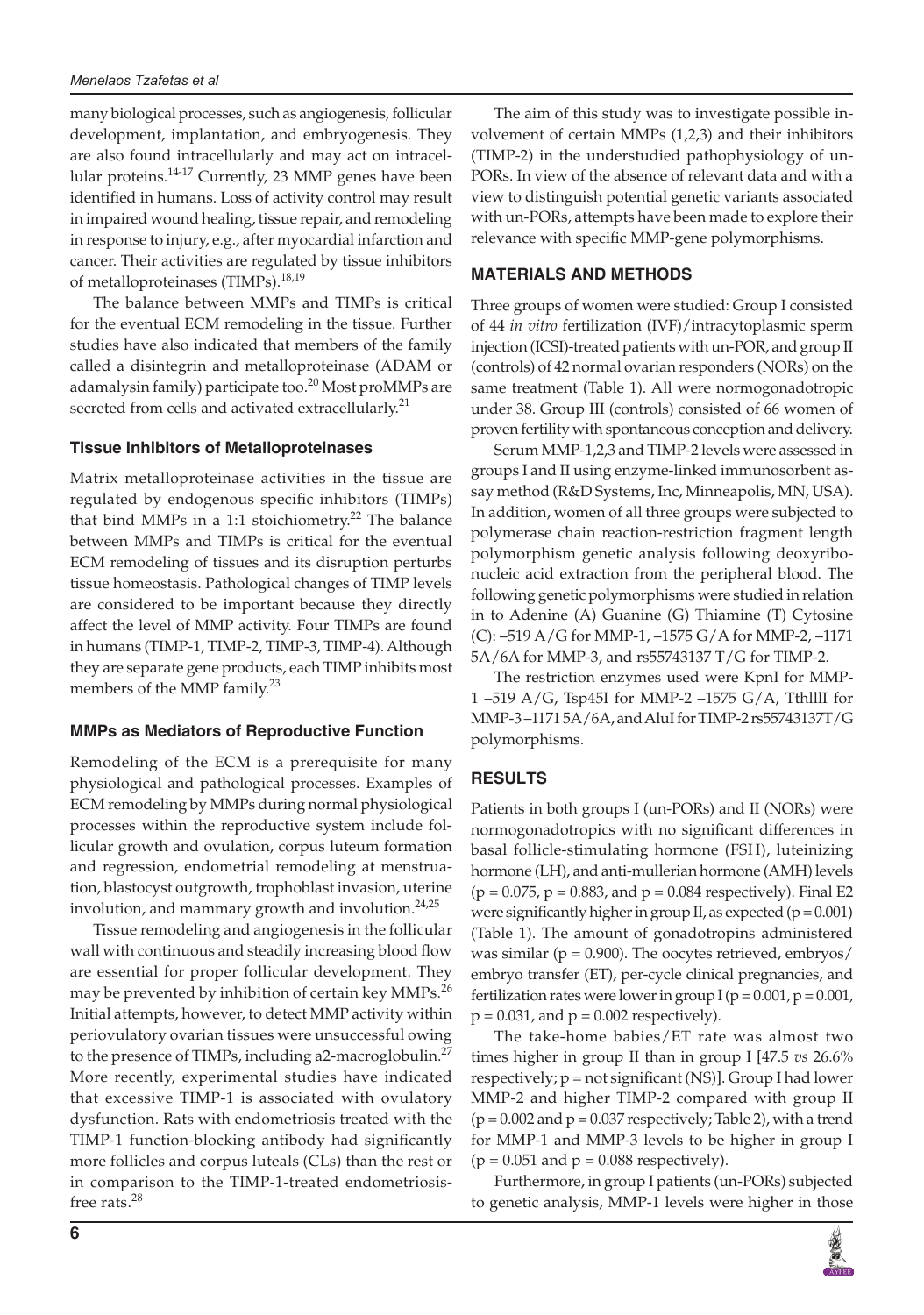many biological processes, such as angiogenesis, follicular development, implantation, and embryogenesis. They are also found intracellularly and may act on intracellular proteins.[14-17] Currently, 23 MMP genes have been identified in humans. Loss of activity control may result in impaired wound healing, tissue repair, and remodeling in response to injury, e.g., after myocardial infarction and cancer. Their activities are regulated by tissue inhibitors of metalloproteinases (TIMPs).[18,19]

The balance between MMPs and TIMPs is critical for the eventual ECM remodeling in the tissue. Further studies have also indicated that members of the family called a disintegrin and metalloproteinase (ADAM or adamalysin family) participate too.[20] Most proMMPs are secreted from cells and activated extracellularly.[21]

### Tissue Inhibitors of Metalloproteinases

Matrix metalloproteinase activities in the tissue are regulated by endogenous specific inhibitors (TIMPs) that bind MMPs in a 1:1 stoichiometry.[22] The balance between MMPs and TIMPs is critical for the eventual ECM remodeling of tissues and its disruption perturbs tissue homeostasis. Pathological changes of TIMP levels are considered to be important because they directly affect the level of MMP activity. Four TIMPs are found in humans (TIMP-1, TIMP-2, TIMP-3, TIMP-4). Although they are separate gene products, each TIMP inhibits most members of the MMP family.[23]

### MMPs as Mediators of Reproductive Function

Remodeling of the ECM is a prerequisite for many physiological and pathological processes. Examples of ECM remodeling by MMPs during normal physiological processes within the reproductive system include follicular growth and ovulation, corpus luteum formation and regression, endometrial remodeling at menstruation, blastocyst outgrowth, trophoblast invasion, uterine involution, and mammary growth and involution.[24,25]

Tissue remodeling and angiogenesis in the follicular wall with continuous and steadily increasing blood flow are essential for proper follicular development. They may be prevented by inhibition of certain key MMPs.[26] Initial attempts, however, to detect MMP activity within periovulatory ovarian tissues were unsuccessful owing to the presence of TIMPs, including a2-macroglobulin.[27] More recently, experimental studies have indicated that excessive TIMP-1 is associated with ovulatory dysfunction. Rats with endometriosis treated with the TIMP-1 function-blocking antibody had significantly more follicles and corpus luteals (CLs) than the rest or in comparison to the TIMP-1-treated endometriosis-free rats.[28]

The aim of this study was to investigate possible involvement of certain MMPs (1,2,3) and their inhibitors (TIMP-2) in the understudied pathophysiology of un-PORs. In view of the absence of relevant data and with a view to distinguish potential genetic variants associated with un-PORs, attempts have been made to explore their relevance with specific MMP-gene polymorphisms.

## MATERIALS AND METHODS

Three groups of women were studied: Group I consisted of 44 *in vitro* fertilization (IVF)/intracytoplasmic sperm injection (ICSI)-treated patients with un-POR, and group II (controls) of 42 normal ovarian responders (NORs) on the same treatment (Table 1). All were normogonadotropic under 38. Group III (controls) consisted of 66 women of proven fertility with spontaneous conception and delivery.

Serum MMP-1,2,3 and TIMP-2 levels were assessed in groups I and II using enzyme-linked immunosorbent assay method (R&D Systems, Inc, Minneapolis, MN, USA). In addition, women of all three groups were subjected to polymerase chain reaction-restriction fragment length polymorphism genetic analysis following deoxyribonucleic acid extraction from the peripheral blood. The following genetic polymorphisms were studied in relation in to Adenine (A) Guanine (G) Thiamine (T) Cytosine (C): –519 A/G for MMP-1, –1575 G/A for MMP-2, –1171 5A/6A for MMP-3, and rs55743137 T/G for TIMP-2.

The restriction enzymes used were KpnI for MMP-1 –519 A/G, Tsp45I for MMP-2 –1575 G/A, TthlllI for MMP-3 –1171 5A/6A, and AluI for TIMP-2 rs55743137T/G polymorphisms.

## RESULTS

Patients in both groups I (un-PORs) and II (NORs) were normogonadotropics with no significant differences in basal follicle-stimulating hormone (FSH), luteinizing hormone (LH), and anti-mullerian hormone (AMH) levels ($p = 0.075$, $p = 0.883$, and $p = 0.084$ respectively). Final E2 were significantly higher in group II, as expected ($p = 0.001$) (Table 1). The amount of gonadotropins administered was similar ($p = 0.900$). The oocytes retrieved, embryos/embryo transfer (ET), per-cycle clinical pregnancies, and fertilization rates were lower in group I ($p = 0.001$, $p = 0.001$, $p = 0.031$, and $p = 0.002$ respectively).

The take-home babies/ET rate was almost two times higher in group II than in group I [47.5 *vs* 26.6% respectively; p = not significant (NS)]. Group I had lower MMP-2 and higher TIMP-2 compared with group II ($p = 0.002$ and $p = 0.037$ respectively; Table 2), with a trend for MMP-1 and MMP-3 levels to be higher in group I ($p = 0.051$ and $p = 0.088$ respectively).

Furthermore, in group I patients (un-PORs) subjected to genetic analysis, MMP-1 levels were higher in those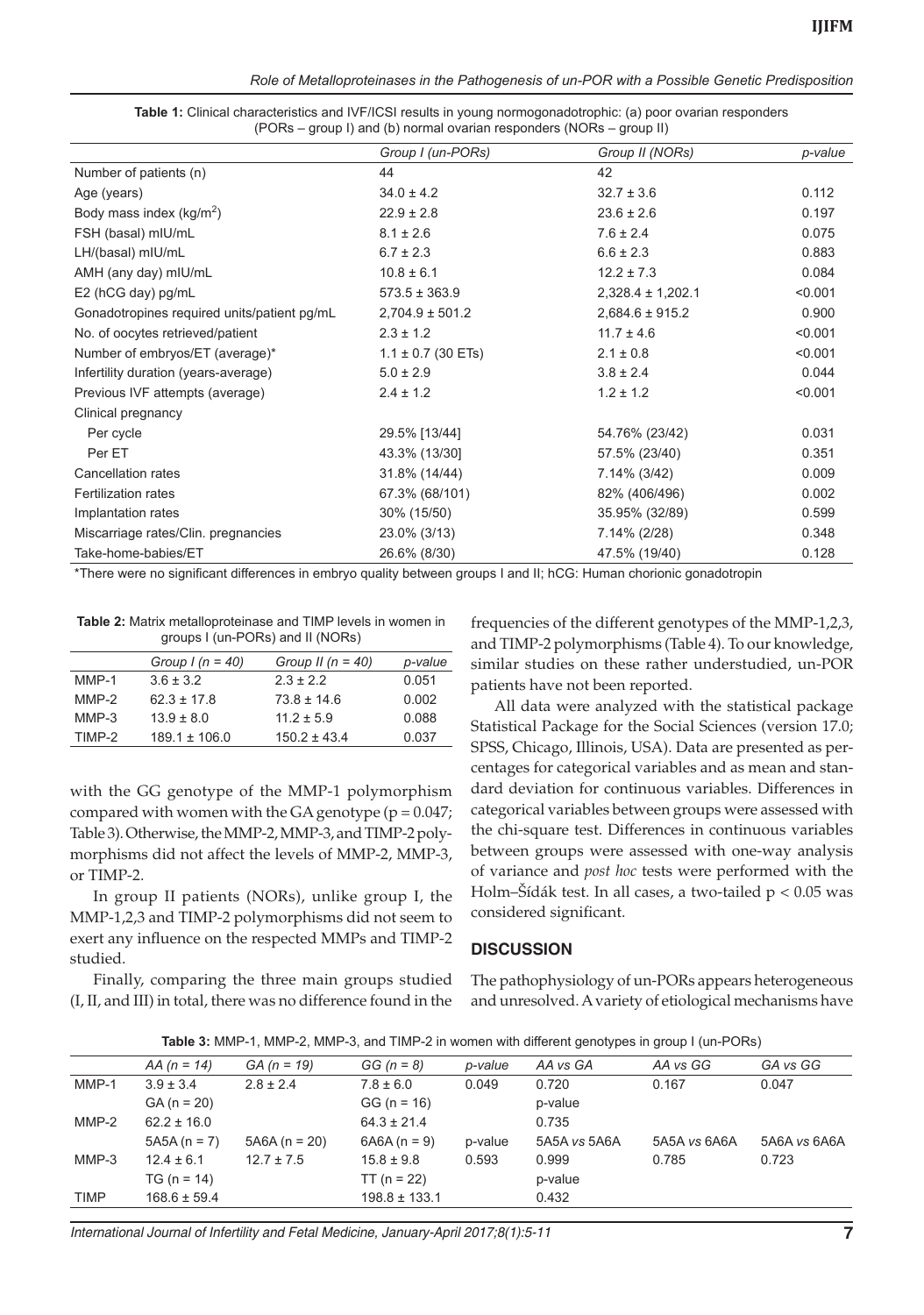**Table 1:** Clinical characteristics and IVF/ICSI results in young normogonadotrophic: (a) poor ovarian responders (PORs – group I) and (b) normal ovarian responders (NORs – group II)

| | *Group I (un-PORs)* | *Group II (NORs)* | *p-value* |
|---|---|---|---|
| Number of patients (n) | 44 | 42 | |
| Age (years) | 34.0 ± 4.2 | 32.7 ± 3.6 | 0.112 |
| Body mass index (kg/m$^2$) | 22.9 ± 2.8 | 23.6 ± 2.6 | 0.197 |
| FSH (basal) mIU/mL | 8.1 ± 2.6 | 7.6 ± 2.4 | 0.075 |
| LH/(basal) mIU/mL | 6.7 ± 2.3 | 6.6 ± 2.3 | 0.883 |
| AMH (any day) mIU/mL | 10.8 ± 6.1 | 12.2 ± 7.3 | 0.084 |
| E2 (hCG day) pg/mL | 573.5 ± 363.9 | 2,328.4 ± 1,202.1 | <0.001 |
| Gonadotropines required units/patient pg/mL | 2,704.9 ± 501.2 | 2,684.6 ± 915.2 | 0.900 |
| No. of oocytes retrieved/patient | 2.3 ± 1.2 | 11.7 ± 4.6 | <0.001 |
| Number of embryos/ET (average)* | 1.1 ± 0.7 (30 ETs) | 2.1 ± 0.8 | <0.001 |
| Infertility duration (years-average) | 5.0 ± 2.9 | 3.8 ± 2.4 | 0.044 |
| Previous IVF attempts (average) | 2.4 ± 1.2 | 1.2 ± 1.2 | <0.001 |
| Clinical pregnancy | | | |
| Per cycle | 29.5% [13/44] | 54.76% (23/42) | 0.031 |
| Per ET | 43.3% (13/30] | 57.5% (23/40) | 0.351 |
| Cancellation rates | 31.8% (14/44) | 7.14% (3/42) | 0.009 |
| Fertilization rates | 67.3% (68/101) | 82% (406/496) | 0.002 |
| Implantation rates | 30% (15/50) | 35.95% (32/89) | 0.599 |
| Miscarriage rates/Clin. pregnancies | 23.0% (3/13) | 7.14% (2/28) | 0.348 |
| Take-home-babies/ET | 26.6% (8/30) | 47.5% (19/40) | 0.128 |

*There were no significant differences in embryo quality between groups I and II; hCG: Human chorionic gonadotropin

**Table 2:** Matrix metalloproteinase and TIMP levels in women in groups I (un-PORs) and II (NORs)

| | *Group I (n = 40)* | *Group II (n = 40)* | *p-value* |
|---|---|---|---|
| MMP-1 | 3.6 ± 3.2 | 2.3 ± 2.2 | 0.051 |
| MMP-2 | 62.3 ± 17.8 | 73.8 ± 14.6 | 0.002 |
| MMP-3 | 13.9 ± 8.0 | 11.2 ± 5.9 | 0.088 |
| TIMP-2 | 189.1 ± 106.0 | 150.2 ± 43.4 | 0.037 |

with the GG genotype of the MMP-1 polymorphism compared with women with the GA genotype (p = 0.047; Table 3). Otherwise, the MMP-2, MMP-3, and TIMP-2 polymorphisms did not affect the levels of MMP-2, MMP-3, or TIMP-2.

In group II patients (NORs), unlike group I, the MMP-1,2,3 and TIMP-2 polymorphisms did not seem to exert any influence on the respected MMPs and TIMP-2 studied.

Finally, comparing the three main groups studied (I, II, and III) in total, there was no difference found in the frequencies of the different genotypes of the MMP-1,2,3, and TIMP-2 polymorphisms (Table 4). To our knowledge, similar studies on these rather understudied, un-POR patients have not been reported.

All data were analyzed with the statistical package Statistical Package for the Social Sciences (version 17.0; SPSS, Chicago, Illinois, USA). Data are presented as percentages for categorical variables and as mean and standard deviation for continuous variables. Differences in categorical variables between groups were assessed with the chi-square test. Differences in continuous variables between groups were assessed with one-way analysis of variance and *post hoc* tests were performed with the Holm–Šídák test. In all cases, a two-tailed $p < 0.05$ was considered significant.

## DISCUSSION

The pathophysiology of un-PORs appears heterogeneous and unresolved. A variety of etiological mechanisms have

**Table 3:** MMP-1, MMP-2, MMP-3, and TIMP-2 in women with different genotypes in group I (un-PORs)

| | *AA (n = 14)* | *GA (n = 19)* | *GG (n = 8)* | *p-value* | *AA vs GA* | *AA vs GG* | *GA vs GG* |
|---|---|---|---|---|---|---|---|
| MMP-1 | 3.9 ± 3.4 | 2.8 ± 2.4 | 7.8 ± 6.0 | 0.049 | 0.720 | 0.167 | 0.047 |
| | GA (n = 20) | | GG (n = 16) | | p-value | | |
| MMP-2 | 62.2 ± 16.0 | | 64.3 ± 21.4 | | 0.735 | | |
| | 5A5A (n = 7) | 5A6A (n = 20) | 6A6A (n = 9) | p-value | 5A5A *vs* 5A6A | 5A5A *vs* 6A6A | 5A6A *vs* 6A6A |
| MMP-3 | 12.4 ± 6.1 | 12.7 ± 7.5 | 15.8 ± 9.8 | 0.593 | 0.999 | 0.785 | 0.723 |
| | TG (n = 14) | | TT (n = 22) | | p-value | | |
| TIMP | 168.6 ± 59.4 | | 198.8 ± 133.1 | | 0.432 | | |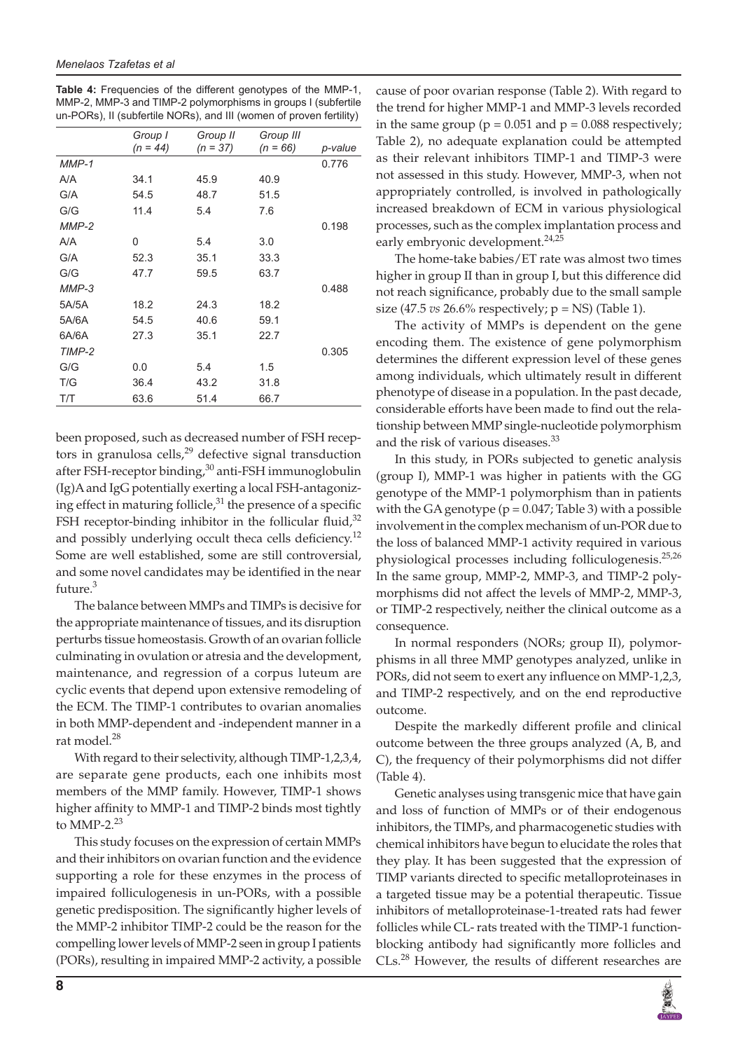**Table 4:** Frequencies of the different genotypes of the MMP-1, MMP-2, MMP-3 and TIMP-2 polymorphisms in groups I (subfertile un-PORs), II (subfertile NORs), and III (women of proven fertility)

| | *Group I (n = 44)* | *Group II (n = 37)* | *Group III (n = 66)* | *p-value* |
|---|---|---|---|---|
| *MMP-1* | | | | 0.776 |
| A/A | 34.1 | 45.9 | 40.9 | |
| G/A | 54.5 | 48.7 | 51.5 | |
| G/G | 11.4 | 5.4 | 7.6 | |
| *MMP-2* | | | | 0.198 |
| A/A | 0 | 5.4 | 3.0 | |
| G/A | 52.3 | 35.1 | 33.3 | |
| G/G | 47.7 | 59.5 | 63.7 | |
| *MMP-3* | | | | 0.488 |
| 5A/5A | 18.2 | 24.3 | 18.2 | |
| 5A/6A | 54.5 | 40.6 | 59.1 | |
| 6A/6A | 27.3 | 35.1 | 22.7 | |
| *TIMP-2* | | | | 0.305 |
| G/G | 0.0 | 5.4 | 1.5 | |
| T/G | 36.4 | 43.2 | 31.8 | |
| T/T | 63.6 | 51.4 | 66.7 | |

been proposed, such as decreased number of FSH receptors in granulosa cells,[29] defective signal transduction after FSH-receptor binding,[30] anti-FSH immunoglobulin (Ig)A and IgG potentially exerting a local FSH-antagonizing effect in maturing follicle,[31] the presence of a specific FSH receptor-binding inhibitor in the follicular fluid,[32] and possibly underlying occult theca cells deficiency.[12] Some are well established, some are still controversial, and some novel candidates may be identified in the near future.[3]

The balance between MMPs and TIMPs is decisive for the appropriate maintenance of tissues, and its disruption perturbs tissue homeostasis. Growth of an ovarian follicle culminating in ovulation or atresia and the development, maintenance, and regression of a corpus luteum are cyclic events that depend upon extensive remodeling of the ECM. The TIMP-1 contributes to ovarian anomalies in both MMP-dependent and -independent manner in a rat model.[28]

With regard to their selectivity, although TIMP-1,2,3,4, are separate gene products, each one inhibits most members of the MMP family. However, TIMP-1 shows higher affinity to MMP-1 and TIMP-2 binds most tightly to MMP-2.[23]

This study focuses on the expression of certain MMPs and their inhibitors on ovarian function and the evidence supporting a role for these enzymes in the process of impaired folliculogenesis in un-PORs, with a possible genetic predisposition. The significantly higher levels of the MMP-2 inhibitor TIMP-2 could be the reason for the compelling lower levels of MMP-2 seen in group I patients (PORs), resulting in impaired MMP-2 activity, a possible cause of poor ovarian response (Table 2). With regard to the trend for higher MMP-1 and MMP-3 levels recorded in the same group ($p = 0.051$ and $p = 0.088$ respectively; Table 2), no adequate explanation could be attempted as their relevant inhibitors TIMP-1 and TIMP-3 were not assessed in this study. However, MMP-3, when not appropriately controlled, is involved in pathologically increased breakdown of ECM in various physiological processes, such as the complex implantation process and early embryonic development.[24,25]

The home-take babies/ET rate was almost two times higher in group II than in group I, but this difference did not reach significance, probably due to the small sample size (47.5 *vs* 26.6% respectively; p = NS) (Table 1).

The activity of MMPs is dependent on the gene encoding them. The existence of gene polymorphism determines the different expression level of these genes among individuals, which ultimately result in different phenotype of disease in a population. In the past decade, considerable efforts have been made to find out the relationship between MMP single-nucleotide polymorphism and the risk of various diseases.[33]

In this study, in PORs subjected to genetic analysis (group I), MMP-1 was higher in patients with the GG genotype of the MMP-1 polymorphism than in patients with the GA genotype ($p = 0.047$; Table 3) with a possible involvement in the complex mechanism of un-POR due to the loss of balanced MMP-1 activity required in various physiological processes including folliculogenesis.[25,26] In the same group, MMP-2, MMP-3, and TIMP-2 polymorphisms did not affect the levels of MMP-2, MMP-3, or TIMP-2 respectively, neither the clinical outcome as a consequence.

In normal responders (NORs; group II), polymorphisms in all three MMP genotypes analyzed, unlike in PORs, did not seem to exert any influence on MMP-1,2,3, and TIMP-2 respectively, and on the end reproductive outcome.

Despite the markedly different profile and clinical outcome between the three groups analyzed (A, B, and C), the frequency of their polymorphisms did not differ (Table 4).

Genetic analyses using transgenic mice that have gain and loss of function of MMPs or of their endogenous inhibitors, the TIMPs, and pharmacogenetic studies with chemical inhibitors have begun to elucidate the roles that they play. It has been suggested that the expression of TIMP variants directed to specific metalloproteinases in a targeted tissue may be a potential therapeutic. Tissue inhibitors of metalloproteinase-1-treated rats had fewer follicles while CL- rats treated with the TIMP-1 function-blocking antibody had significantly more follicles and CLs.[28] However, the results of different researches are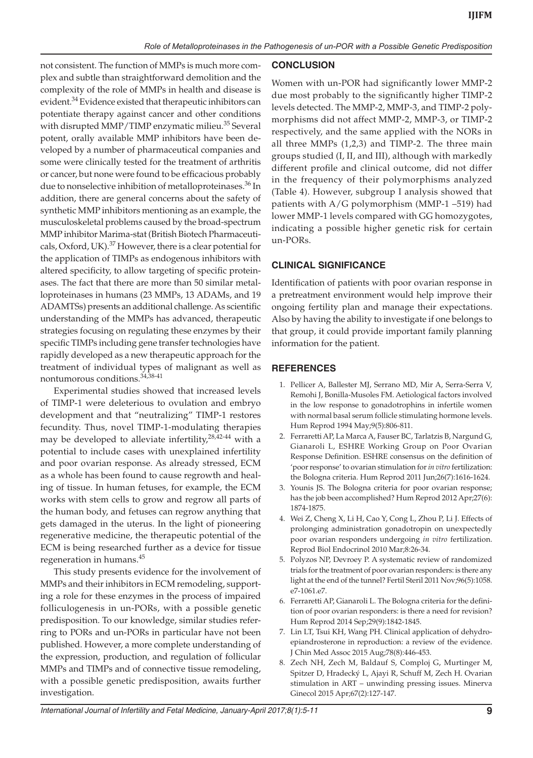not consistent. The function of MMPs is much more complex and subtle than straightforward demolition and the complexity of the role of MMPs in health and disease is evident.[34] Evidence existed that therapeutic inhibitors can potentiate therapy against cancer and other conditions with disrupted MMP/TIMP enzymatic milieu.[35] Several potent, orally available MMP inhibitors have been developed by a number of pharmaceutical companies and some were clinically tested for the treatment of arthritis or cancer, but none were found to be efficacious probably due to nonselective inhibition of metalloproteinases.[36] In addition, there are general concerns about the safety of synthetic MMP inhibitors mentioning as an example, the musculoskeletal problems caused by the broad-spectrum MMP inhibitor Marima-stat (British Biotech Pharmaceuticals, Oxford, UK).[37] However, there is a clear potential for the application of TIMPs as endogenous inhibitors with altered specificity, to allow targeting of specific proteinases. The fact that there are more than 50 similar metalloproteinases in humans (23 MMPs, 13 ADAMs, and 19 ADAMTSs) presents an additional challenge. As scientific understanding of the MMPs has advanced, therapeutic strategies focusing on regulating these enzymes by their specific TIMPs including gene transfer technologies have rapidly developed as a new therapeutic approach for the treatment of individual types of malignant as well as nontumorous conditions.[34,38-41]

Experimental studies showed that increased levels of TIMP-1 were deleterious to ovulation and embryo development and that "neutralizing" TIMP-1 restores fecundity. Thus, novel TIMP-1-modulating therapies may be developed to alleviate infertility,[28,42-44] with a potential to include cases with unexplained infertility and poor ovarian response. As already stressed, ECM as a whole has been found to cause regrowth and healing of tissue. In human fetuses, for example, the ECM works with stem cells to grow and regrow all parts of the human body, and fetuses can regrow anything that gets damaged in the uterus. In the light of pioneering regenerative medicine, the therapeutic potential of the ECM is being researched further as a device for tissue regeneration in humans.[45]

This study presents evidence for the involvement of MMPs and their inhibitors in ECM remodeling, supporting a role for these enzymes in the process of impaired folliculogenesis in un-PORs, with a possible genetic predisposition. To our knowledge, similar studies referring to PORs and un-PORs in particular have not been published. However, a more complete understanding of the expression, production, and regulation of follicular MMPs and TIMPs and of connective tissue remodeling, with a possible genetic predisposition, awaits further investigation.

## CONCLUSION

Women with un-POR had significantly lower MMP-2 due most probably to the significantly higher TIMP-2 levels detected. The MMP-2, MMP-3, and TIMP-2 polymorphisms did not affect MMP-2, MMP-3, or TIMP-2 respectively, and the same applied with the NORs in all three MMPs (1,2,3) and TIMP-2. The three main groups studied (I, II, and III), although with markedly different profile and clinical outcome, did not differ in the frequency of their polymorphisms analyzed (Table 4). However, subgroup I analysis showed that patients with A/G polymorphism (MMP-1 –519) had lower MMP-1 levels compared with GG homozygotes, indicating a possible higher genetic risk for certain un-PORs.

## CLINICAL SIGNIFICANCE

Identification of patients with poor ovarian response in a pretreatment environment would help improve their ongoing fertility plan and manage their expectations. Also by having the ability to investigate if one belongs to that group, it could provide important family planning information for the patient.

## REFERENCES

1. Pellicer A, Ballester MJ, Serrano MD, Mir A, Serra-Serra V, Remohi J, Bonilla-Musoles FM. Aetiological factors involved in the low response to gonadotrophins in infertile women with normal basal serum follicle stimulating hormone levels. Hum Reprod 1994 May;9(5):806-811.
2. Ferraretti AP, La Marca A, Fauser BC, Tarlatzis B, Nargund G, Gianaroli L, ESHRE Working Group on Poor Ovarian Response Definition. ESHRE consensus on the definition of 'poor response' to ovarian stimulation for *in vitro* fertilization: the Bologna criteria. Hum Reprod 2011 Jun;26(7):1616-1624.
3. Younis JS. The Bologna criteria for poor ovarian response; has the job been accomplished? Hum Reprod 2012 Apr;27(6): 1874-1875.
4. Wei Z, Cheng X, Li H, Cao Y, Cong L, Zhou P, Li J. Effects of prolonging administration gonadotropin on unexpectedly poor ovarian responders undergoing *in vitro* fertilization. Reprod Biol Endocrinol 2010 Mar;8:26-34.
5. Polyzos NP, Devroey P. A systematic review of randomized trials for the treatment of poor ovarian responders: is there any light at the end of the tunnel? Fertil Steril 2011 Nov;96(5):1058.e7-1061.e7.
6. Ferraretti AP, Gianaroli L. The Bologna criteria for the definition of poor ovarian responders: is there a need for revision? Hum Reprod 2014 Sep;29(9):1842-1845.
7. Lin LT, Tsui KH, Wang PH. Clinical application of dehydroepiandrosterone in reproduction: a review of the evidence. J Chin Med Assoc 2015 Aug;78(8):446-453.
8. Zech NH, Zech M, Baldauf S, Comploj G, Murtinger M, Spitzer D, Hradecký L, Ajayi R, Schuff M, Zech H. Ovarian stimulation in ART – unwinding pressing issues. Minerva Ginecol 2015 Apr;67(2):127-147.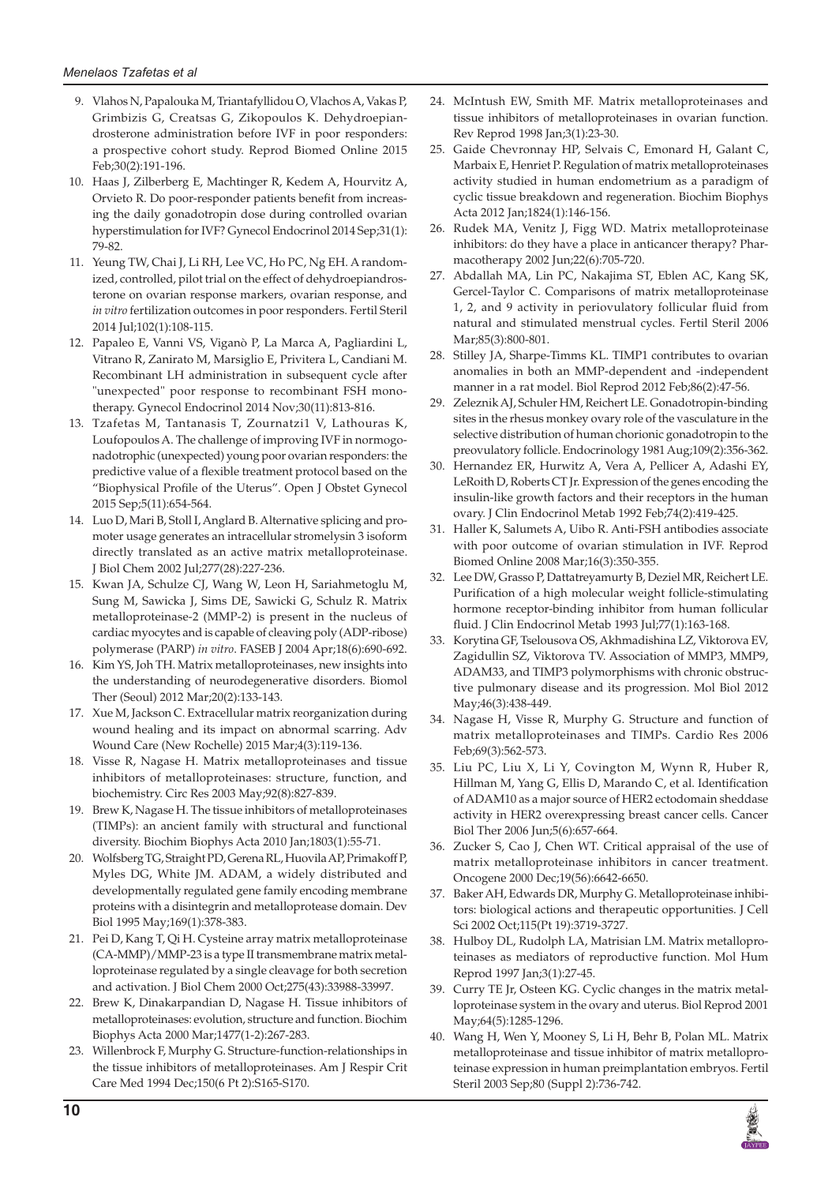9. Vlahos N, Papalouka M, Triantafyllidou O, Vlachos A, Vakas P, Grimbizis G, Creatsas G, Zikopoulos K. Dehydroepiandrosterone administration before IVF in poor responders: a prospective cohort study. Reprod Biomed Online 2015 Feb;30(2):191-196.
10. Haas J, Zilberberg E, Machtinger R, Kedem A, Hourvitz A, Orvieto R. Do poor-responder patients benefit from increasing the daily gonadotropin dose during controlled ovarian hyperstimulation for IVF? Gynecol Endocrinol 2014 Sep;31(1): 79-82.
11. Yeung TW, Chai J, Li RH, Lee VC, Ho PC, Ng EH. A randomized, controlled, pilot trial on the effect of dehydroepiandrosterone on ovarian response markers, ovarian response, and *in vitro* fertilization outcomes in poor responders. Fertil Steril 2014 Jul;102(1):108-115.
12. Papaleo E, Vanni VS, Viganò P, La Marca A, Pagliardini L, Vitrano R, Zanirato M, Marsiglio E, Privitera L, Candiani M. Recombinant LH administration in subsequent cycle after "unexpected" poor response to recombinant FSH monotherapy. Gynecol Endocrinol 2014 Nov;30(11):813-816.
13. Tzafetas M, Tantanasis T, Zournatzi1 V, Lathouras K, Loufopoulos A. The challenge of improving IVF in normogonadotrophic (unexpected) young poor ovarian responders: the predictive value of a flexible treatment protocol based on the "Biophysical Profile of the Uterus". Open J Obstet Gynecol 2015 Sep;5(11):654-564.
14. Luo D, Mari B, Stoll I, Anglard B. Alternative splicing and promoter usage generates an intracellular stromelysin 3 isoform directly translated as an active matrix metalloproteinase. J Biol Chem 2002 Jul;277(28):227-236.
15. Kwan JA, Schulze CJ, Wang W, Leon H, Sariahmetoglu M, Sung M, Sawicka J, Sims DE, Sawicki G, Schulz R. Matrix metalloproteinase-2 (MMP-2) is present in the nucleus of cardiac myocytes and is capable of cleaving poly (ADP-ribose) polymerase (PARP) *in vitro*. FASEB J 2004 Apr;18(6):690-692.
16. Kim YS, Joh TH. Matrix metalloproteinases, new insights into the understanding of neurodegenerative disorders. Biomol Ther (Seoul) 2012 Mar;20(2):133-143.
17. Xue M, Jackson C. Extracellular matrix reorganization during wound healing and its impact on abnormal scarring. Adv Wound Care (New Rochelle) 2015 Mar;4(3):119-136.
18. Visse R, Nagase H. Matrix metalloproteinases and tissue inhibitors of metalloproteinases: structure, function, and biochemistry. Circ Res 2003 May;92(8):827-839.
19. Brew K, Nagase H. The tissue inhibitors of metalloproteinases (TIMPs): an ancient family with structural and functional diversity. Biochim Biophys Acta 2010 Jan;1803(1):55-71.
20. Wolfsberg TG, Straight PD, Gerena RL, Huovila AP, Primakoff P, Myles DG, White JM. ADAM, a widely distributed and developmentally regulated gene family encoding membrane proteins with a disintegrin and metalloprotease domain. Dev Biol 1995 May;169(1):378-383.
21. Pei D, Kang T, Qi H. Cysteine array matrix metalloproteinase (CA-MMP)/MMP-23 is a type II transmembrane matrix metalloproteinase regulated by a single cleavage for both secretion and activation. J Biol Chem 2000 Oct;275(43):33988-33997.
22. Brew K, Dinakarpandian D, Nagase H. Tissue inhibitors of metalloproteinases: evolution, structure and function. Biochim Biophys Acta 2000 Mar;1477(1-2):267-283.
23. Willenbrock F, Murphy G. Structure-function-relationships in the tissue inhibitors of metalloproteinases. Am J Respir Crit Care Med 1994 Dec;150(6 Pt 2):S165-S170.
24. McIntush EW, Smith MF. Matrix metalloproteinases and tissue inhibitors of metalloproteinases in ovarian function. Rev Reprod 1998 Jan;3(1):23-30.
25. Gaide Chevronnay HP, Selvais C, Emonard H, Galant C, Marbaix E, Henriet P. Regulation of matrix metalloproteinases activity studied in human endometrium as a paradigm of cyclic tissue breakdown and regeneration. Biochim Biophys Acta 2012 Jan;1824(1):146-156.
26. Rudek MA, Venitz J, Figg WD. Matrix metalloproteinase inhibitors: do they have a place in anticancer therapy? Pharmacotherapy 2002 Jun;22(6):705-720.
27. Abdallah MA, Lin PC, Nakajima ST, Eblen AC, Kang SK, Gercel-Taylor C. Comparisons of matrix metalloproteinase 1, 2, and 9 activity in periovulatory follicular fluid from natural and stimulated menstrual cycles. Fertil Steril 2006 Mar;85(3):800-801.
28. Stilley JA, Sharpe-Timms KL. TIMP1 contributes to ovarian anomalies in both an MMP-dependent and -independent manner in a rat model. Biol Reprod 2012 Feb;86(2):47-56.
29. Zeleznik AJ, Schuler HM, Reichert LE. Gonadotropin-binding sites in the rhesus monkey ovary role of the vasculature in the selective distribution of human chorionic gonadotropin to the preovulatory follicle. Endocrinology 1981 Aug;109(2):356-362.
30. Hernandez ER, Hurwitz A, Vera A, Pellicer A, Adashi EY, LeRoith D, Roberts CT Jr. Expression of the genes encoding the insulin-like growth factors and their receptors in the human ovary. J Clin Endocrinol Metab 1992 Feb;74(2):419-425.
31. Haller K, Salumets A, Uibo R. Anti-FSH antibodies associate with poor outcome of ovarian stimulation in IVF. Reprod Biomed Online 2008 Mar;16(3):350-355.
32. Lee DW, Grasso P, Dattatreyamurty B, Deziel MR, Reichert LE. Purification of a high molecular weight follicle-stimulating hormone receptor-binding inhibitor from human follicular fluid. J Clin Endocrinol Metab 1993 Jul;77(1):163-168.
33. Korytina GF, Tselousova OS, Akhmadishina LZ, Viktorova EV, Zagidullin SZ, Viktorova TV. Association of MMP3, MMP9, ADAM33, and TIMP3 polymorphisms with chronic obstructive pulmonary disease and its progression. Mol Biol 2012 May;46(3):438-449.
34. Nagase H, Visse R, Murphy G. Structure and function of matrix metalloproteinases and TIMPs. Cardio Res 2006 Feb;69(3):562-573.
35. Liu PC, Liu X, Li Y, Covington M, Wynn R, Huber R, Hillman M, Yang G, Ellis D, Marando C, et al. Identification of ADAM10 as a major source of HER2 ectodomain sheddase activity in HER2 overexpressing breast cancer cells. Cancer Biol Ther 2006 Jun;5(6):657-664.
36. Zucker S, Cao J, Chen WT. Critical appraisal of the use of matrix metalloproteinase inhibitors in cancer treatment. Oncogene 2000 Dec;19(56):6642-6650.
37. Baker AH, Edwards DR, Murphy G. Metalloproteinase inhibitors: biological actions and therapeutic opportunities. J Cell Sci 2002 Oct;115(Pt 19):3719-3727.
38. Hulboy DL, Rudolph LA, Matrisian LM. Matrix metalloproteinases as mediators of reproductive function. Mol Hum Reprod 1997 Jan;3(1):27-45.
39. Curry TE Jr, Osteen KG. Cyclic changes in the matrix metalloproteinase system in the ovary and uterus. Biol Reprod 2001 May;64(5):1285-1296.
40. Wang H, Wen Y, Mooney S, Li H, Behr B, Polan ML. Matrix metalloproteinase and tissue inhibitor of matrix metalloproteinase expression in human preimplantation embryos. Fertil Steril 2003 Sep;80 (Suppl 2):736-742.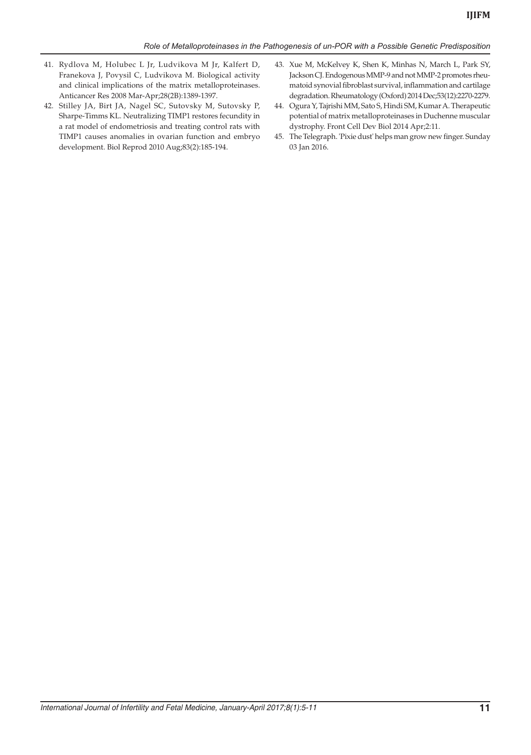41. Rydlova M, Holubec L Jr, Ludvikova M Jr, Kalfert D, Franekova J, Povysil C, Ludvikova M. Biological activity and clinical implications of the matrix metalloproteinases. Anticancer Res 2008 Mar-Apr;28(2B):1389-1397.
42. Stilley JA, Birt JA, Nagel SC, Sutovsky M, Sutovsky P, Sharpe-Timms KL. Neutralizing TIMP1 restores fecundity in a rat model of endometriosis and treating control rats with TIMP1 causes anomalies in ovarian function and embryo development. Biol Reprod 2010 Aug;83(2):185-194.
43. Xue M, McKelvey K, Shen K, Minhas N, March L, Park SY, Jackson CJ. Endogenous MMP-9 and not MMP-2 promotes rheumatoid synovial fibroblast survival, inflammation and cartilage degradation. Rheumatology (Oxford) 2014 Dec;53(12):2270-2279.
44. Ogura Y, Tajrishi MM, Sato S, Hindi SM, Kumar A. Therapeutic potential of matrix metalloproteinases in Duchenne muscular dystrophy. Front Cell Dev Biol 2014 Apr;2:11.
45. The Telegraph. 'Pixie dust' helps man grow new finger. Sunday 03 Jan 2016.